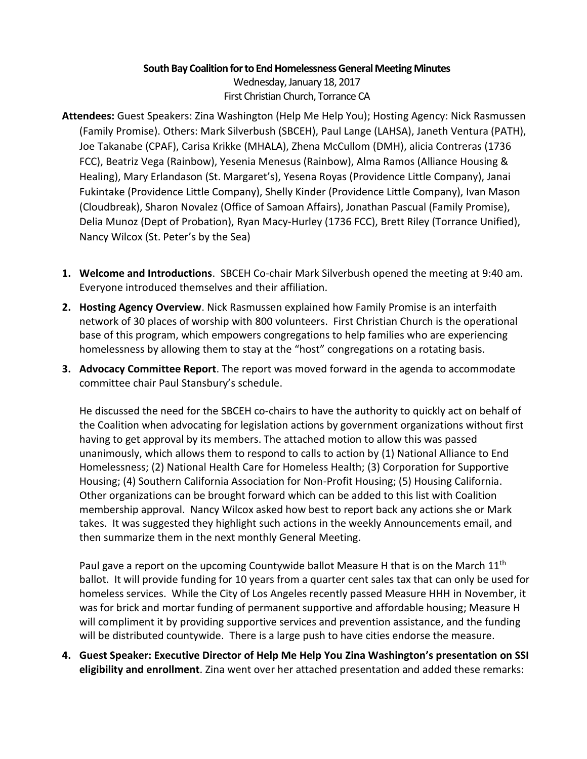**South Bay Coalition for to End Homelessness General Meeting Minutes**

Wednesday, January 18, 2017

First Christian Church, Torrance CA

**Attendees:** Guest Speakers: Zina Washington (Help Me Help You); Hosting Agency: Nick Rasmussen (Family Promise). Others: Mark Silverbush (SBCEH), Paul Lange (LAHSA), Janeth Ventura (PATH), Joe Takanabe (CPAF), Carisa Krikke (MHALA), Zhena McCullom (DMH), alicia Contreras (1736 FCC), Beatriz Vega (Rainbow), Yesenia Menesus (Rainbow), Alma Ramos (Alliance Housing & Healing), Mary Erlandason (St. Margaret's), Yesena Royas (Providence Little Company), Janai Fukintake (Providence Little Company), Shelly Kinder (Providence Little Company), Ivan Mason (Cloudbreak), Sharon Novalez (Office of Samoan Affairs), Jonathan Pascual (Family Promise), Delia Munoz (Dept of Probation), Ryan Macy-Hurley (1736 FCC), Brett Riley (Torrance Unified), Nancy Wilcox (St. Peter's by the Sea)

1. **Welcome and Introductions**. SBCEH Co-chair Mark Silverbush opened the meeting at 9:40 am. Everyone introduced themselves and their affiliation.

2. **Hosting Agency Overview**. Nick Rasmussen explained how Family Promise is an interfaith network of 30 places of worship with 800 volunteers. First Christian Church is the operational base of this program, which empowers congregations to help families who are experiencing homelessness by allowing them to stay at the "host" congregations on a rotating basis.

3. **Advocacy Committee Report**. The report was moved forward in the agenda to accommodate committee chair Paul Stansbury's schedule.

   He discussed the need for the SBCEH co-chairs to have the authority to quickly act on behalf of the Coalition when advocating for legislation actions by government organizations without first having to get approval by its members. The attached motion to allow this was passed unanimously, which allows them to respond to calls to action by (1) National Alliance to End Homelessness; (2) National Health Care for Homeless Health; (3) Corporation for Supportive Housing; (4) Southern California Association for Non-Profit Housing; (5) Housing California. Other organizations can be brought forward which can be added to this list with Coalition membership approval. Nancy Wilcox asked how best to report back any actions she or Mark takes. It was suggested they highlight such actions in the weekly Announcements email, and then summarize them in the next monthly General Meeting.

   Paul gave a report on the upcoming Countywide ballot Measure H that is on the March 11th ballot. It will provide funding for 10 years from a quarter cent sales tax that can only be used for homeless services. While the City of Los Angeles recently passed Measure HHH in November, it was for brick and mortar funding of permanent supportive and affordable housing; Measure H will compliment it by providing supportive services and prevention assistance, and the funding will be distributed countywide. There is a large push to have cities endorse the measure.

4. **Guest Speaker: Executive Director of Help Me Help You Zina Washington's presentation on SSI eligibility and enrollment**. Zina went over her attached presentation and added these remarks: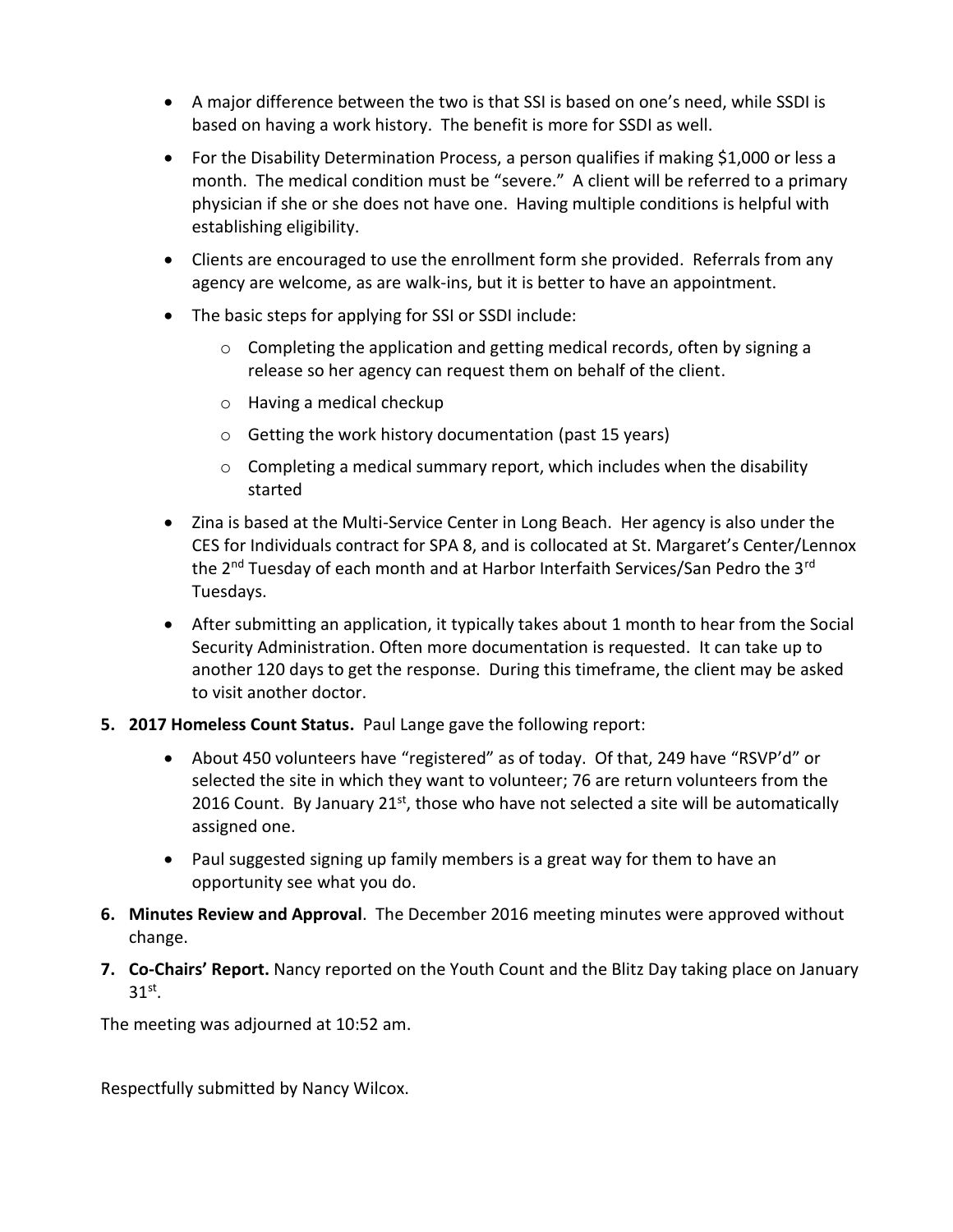- A major difference between the two is that SSI is based on one's need, while SSDI is based on having a work history. The benefit is more for SSDI as well.
- For the Disability Determination Process, a person qualifies if making $1,000 or less a month. The medical condition must be "severe." A client will be referred to a primary physician if she or she does not have one. Having multiple conditions is helpful with establishing eligibility.
- Clients are encouraged to use the enrollment form she provided. Referrals from any agency are welcome, as are walk-ins, but it is better to have an appointment.
- The basic steps for applying for SSI or SSDI include:
    - Completing the application and getting medical records, often by signing a release so her agency can request them on behalf of the client.
    - Having a medical checkup
    - Getting the work history documentation (past 15 years)
    - Completing a medical summary report, which includes when the disability started
- Zina is based at the Multi-Service Center in Long Beach. Her agency is also under the CES for Individuals contract for SPA 8, and is collocated at St. Margaret's Center/Lennox the 2nd Tuesday of each month and at Harbor Interfaith Services/San Pedro the 3rd Tuesdays.
- After submitting an application, it typically takes about 1 month to hear from the Social Security Administration. Often more documentation is requested. It can take up to another 120 days to get the response. During this timeframe, the client may be asked to visit another doctor.

5. **2017 Homeless Count Status.** Paul Lange gave the following report:
    - About 450 volunteers have "registered" as of today. Of that, 249 have "RSVP'd" or selected the site in which they want to volunteer; 76 are return volunteers from the 2016 Count. By January 21st, those who have not selected a site will be automatically assigned one.
    - Paul suggested signing up family members is a great way for them to have an opportunity see what you do.

6. **Minutes Review and Approval**. The December 2016 meeting minutes were approved without change.

7. **Co-Chairs' Report.** Nancy reported on the Youth Count and the Blitz Day taking place on January 31st.

The meeting was adjourned at 10:52 am.

Respectfully submitted by Nancy Wilcox.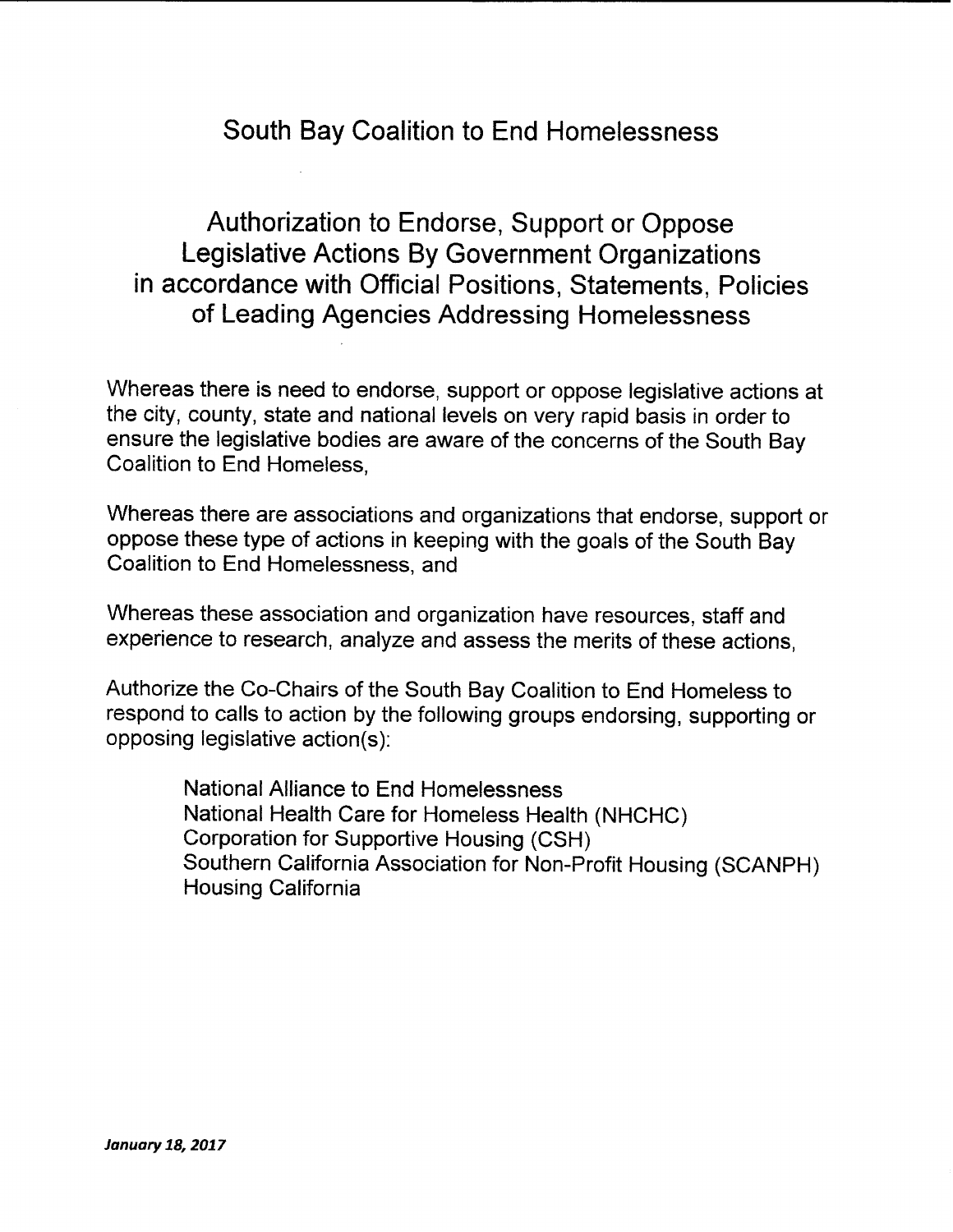# South Bay Coalition to End Homelessness

## Authorization to Endorse, Support or Oppose Legislative Actions By Government Organizations in accordance with Official Positions, Statements, Policies of Leading Agencies Addressing Homelessness

Whereas there is need to endorse, support or oppose legislative actions at the city, county, state and national levels on very rapid basis in order to ensure the legislative bodies are aware of the concerns of the South Bay Coalition to End Homeless,

Whereas there are associations and organizations that endorse, support or oppose these type of actions in keeping with the goals of the South Bay Coalition to End Homelessness, and

Whereas these association and organization have resources, staff and experience to research, analyze and assess the merits of these actions,

Authorize the Co-Chairs of the South Bay Coalition to End Homeless to respond to calls to action by the following groups endorsing, supporting or opposing legislative action(s):

National Alliance to End Homelessness
National Health Care for Homeless Health (NHCHC)
Corporation for Supportive Housing (CSH)
Southern California Association for Non-Profit Housing (SCANPH)
Housing California

***January 18, 2017***